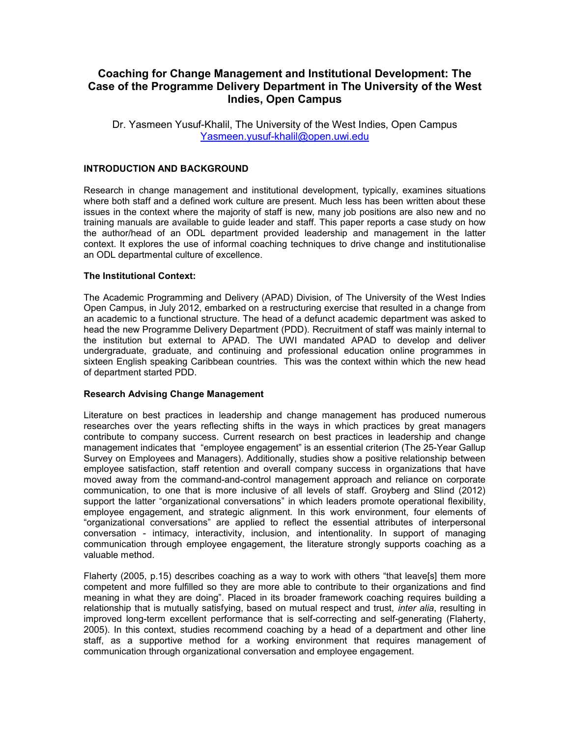# Coaching for Change Management and Institutional Development: The Case of the Programme Delivery Department in The University of the West Indies, Open Campus

Dr. Yasmeen Yusuf-Khalil, The University of the West Indies, Open Campus
Yasmeen.yusuf-khalil@open.uwi.edu

## INTRODUCTION AND BACKGROUND

Research in change management and institutional development, typically, examines situations where both staff and a defined work culture are present. Much less has been written about these issues in the context where the majority of staff is new, many job positions are also new and no training manuals are available to guide leader and staff. This paper reports a case study on how the author/head of an ODL department provided leadership and management in the latter context. It explores the use of informal coaching techniques to drive change and institutionalise an ODL departmental culture of excellence.

### The Institutional Context:

The Academic Programming and Delivery (APAD) Division, of The University of the West Indies Open Campus, in July 2012, embarked on a restructuring exercise that resulted in a change from an academic to a functional structure. The head of a defunct academic department was asked to head the new Programme Delivery Department (PDD). Recruitment of staff was mainly internal to the institution but external to APAD. The UWI mandated APAD to develop and deliver undergraduate, graduate, and continuing and professional education online programmes in sixteen English speaking Caribbean countries. This was the context within which the new head of department started PDD.

### Research Advising Change Management

Literature on best practices in leadership and change management has produced numerous researches over the years reflecting shifts in the ways in which practices by great managers contribute to company success. Current research on best practices in leadership and change management indicates that "employee engagement" is an essential criterion (The 25-Year Gallup Survey on Employees and Managers). Additionally, studies show a positive relationship between employee satisfaction, staff retention and overall company success in organizations that have moved away from the command-and-control management approach and reliance on corporate communication, to one that is more inclusive of all levels of staff. Groyberg and Slind (2012) support the latter "organizational conversations" in which leaders promote operational flexibility, employee engagement, and strategic alignment. In this work environment, four elements of "organizational conversations" are applied to reflect the essential attributes of interpersonal conversation - intimacy, interactivity, inclusion, and intentionality. In support of managing communication through employee engagement, the literature strongly supports coaching as a valuable method.

Flaherty (2005, p.15) describes coaching as a way to work with others "that leave[s] them more competent and more fulfilled so they are more able to contribute to their organizations and find meaning in what they are doing". Placed in its broader framework coaching requires building a relationship that is mutually satisfying, based on mutual respect and trust, *inter alia*, resulting in improved long-term excellent performance that is self-correcting and self-generating (Flaherty, 2005). In this context, studies recommend coaching by a head of a department and other line staff, as a supportive method for a working environment that requires management of communication through organizational conversation and employee engagement.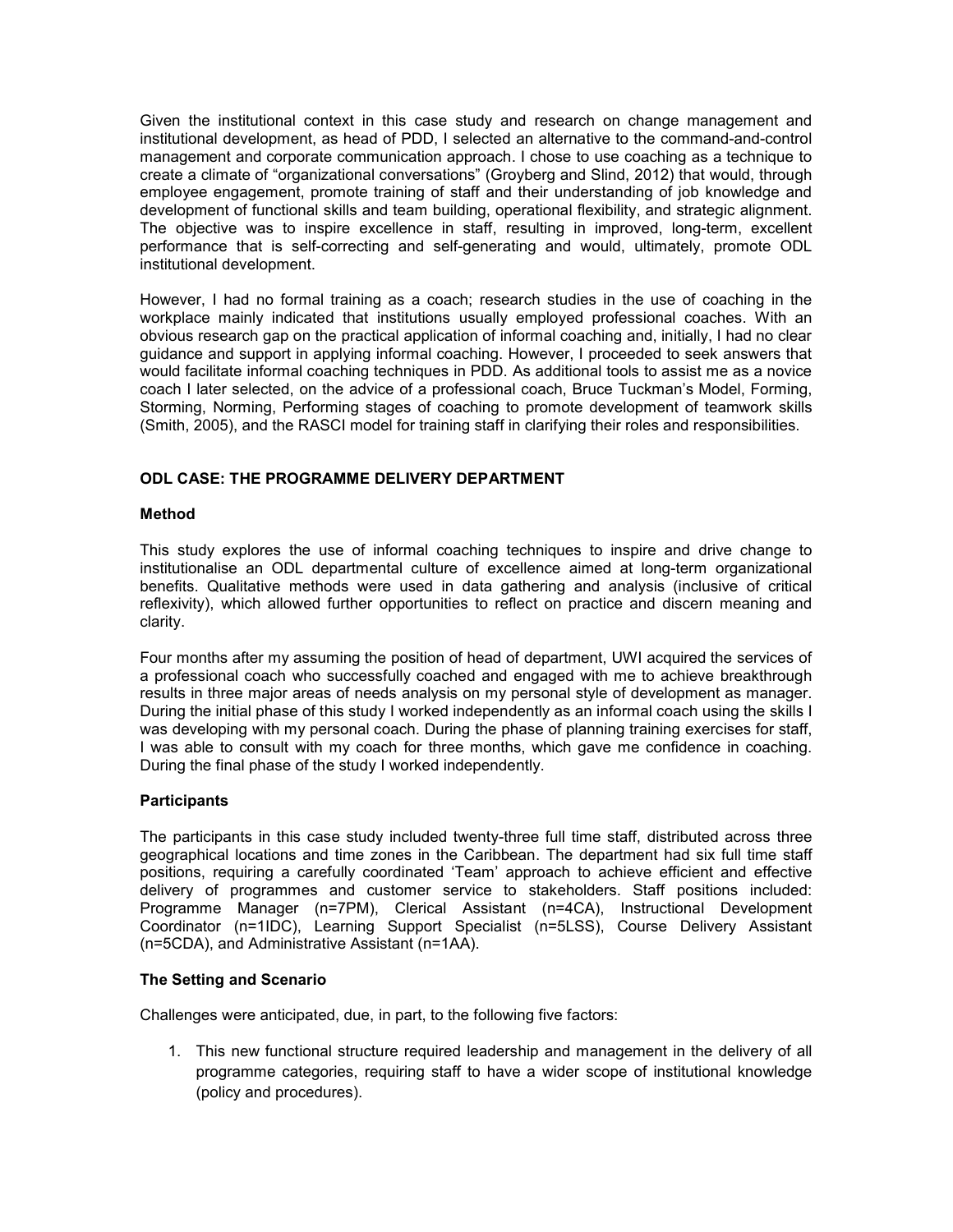Given the institutional context in this case study and research on change management and institutional development, as head of PDD, I selected an alternative to the command-and-control management and corporate communication approach. I chose to use coaching as a technique to create a climate of "organizational conversations" (Groyberg and Slind, 2012) that would, through employee engagement, promote training of staff and their understanding of job knowledge and development of functional skills and team building, operational flexibility, and strategic alignment. The objective was to inspire excellence in staff, resulting in improved, long-term, excellent performance that is self-correcting and self-generating and would, ultimately, promote ODL institutional development.

However, I had no formal training as a coach; research studies in the use of coaching in the workplace mainly indicated that institutions usually employed professional coaches. With an obvious research gap on the practical application of informal coaching and, initially, I had no clear guidance and support in applying informal coaching. However, I proceeded to seek answers that would facilitate informal coaching techniques in PDD. As additional tools to assist me as a novice coach I later selected, on the advice of a professional coach, Bruce Tuckman's Model, Forming, Storming, Norming, Performing stages of coaching to promote development of teamwork skills (Smith, 2005), and the RASCI model for training staff in clarifying their roles and responsibilities.

## ODL CASE: THE PROGRAMME DELIVERY DEPARTMENT

### Method

This study explores the use of informal coaching techniques to inspire and drive change to institutionalise an ODL departmental culture of excellence aimed at long-term organizational benefits. Qualitative methods were used in data gathering and analysis (inclusive of critical reflexivity), which allowed further opportunities to reflect on practice and discern meaning and clarity.

Four months after my assuming the position of head of department, UWI acquired the services of a professional coach who successfully coached and engaged with me to achieve breakthrough results in three major areas of needs analysis on my personal style of development as manager. During the initial phase of this study I worked independently as an informal coach using the skills I was developing with my personal coach. During the phase of planning training exercises for staff, I was able to consult with my coach for three months, which gave me confidence in coaching. During the final phase of the study I worked independently.

### Participants

The participants in this case study included twenty-three full time staff, distributed across three geographical locations and time zones in the Caribbean. The department had six full time staff positions, requiring a carefully coordinated 'Team' approach to achieve efficient and effective delivery of programmes and customer service to stakeholders. Staff positions included: Programme Manager (n=7PM), Clerical Assistant (n=4CA), Instructional Development Coordinator (n=1IDC), Learning Support Specialist (n=5LSS), Course Delivery Assistant (n=5CDA), and Administrative Assistant (n=1AA).

### The Setting and Scenario

Challenges were anticipated, due, in part, to the following five factors:

1. This new functional structure required leadership and management in the delivery of all programme categories, requiring staff to have a wider scope of institutional knowledge (policy and procedures).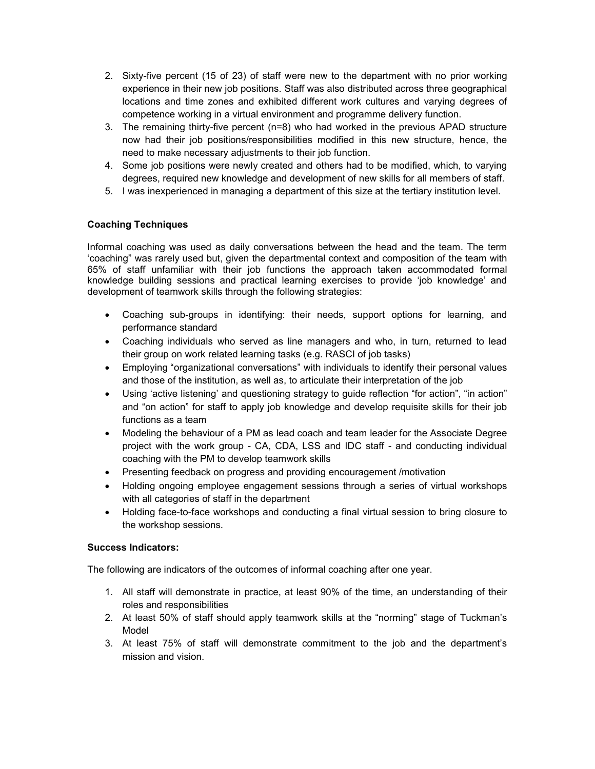2. Sixty-five percent (15 of 23) of staff were new to the department with no prior working experience in their new job positions. Staff was also distributed across three geographical locations and time zones and exhibited different work cultures and varying degrees of competence working in a virtual environment and programme delivery function.
3. The remaining thirty-five percent (n=8) who had worked in the previous APAD structure now had their job positions/responsibilities modified in this new structure, hence, the need to make necessary adjustments to their job function.
4. Some job positions were newly created and others had to be modified, which, to varying degrees, required new knowledge and development of new skills for all members of staff.
5. I was inexperienced in managing a department of this size at the tertiary institution level.

**Coaching Techniques**

Informal coaching was used as daily conversations between the head and the team. The term 'coaching" was rarely used but, given the departmental context and composition of the team with 65% of staff unfamiliar with their job functions the approach taken accommodated formal knowledge building sessions and practical learning exercises to provide 'job knowledge' and development of teamwork skills through the following strategies:

- Coaching sub-groups in identifying: their needs, support options for learning, and performance standard
- Coaching individuals who served as line managers and who, in turn, returned to lead their group on work related learning tasks (e.g. RASCI of job tasks)
- Employing "organizational conversations" with individuals to identify their personal values and those of the institution, as well as, to articulate their interpretation of the job
- Using 'active listening' and questioning strategy to guide reflection "for action", "in action" and "on action" for staff to apply job knowledge and develop requisite skills for their job functions as a team
- Modeling the behaviour of a PM as lead coach and team leader for the Associate Degree project with the work group - CA, CDA, LSS and IDC staff - and conducting individual coaching with the PM to develop teamwork skills
- Presenting feedback on progress and providing encouragement /motivation
- Holding ongoing employee engagement sessions through a series of virtual workshops with all categories of staff in the department
- Holding face-to-face workshops and conducting a final virtual session to bring closure to the workshop sessions.

**Success Indicators:**

The following are indicators of the outcomes of informal coaching after one year.

1. All staff will demonstrate in practice, at least 90% of the time, an understanding of their roles and responsibilities
2. At least 50% of staff should apply teamwork skills at the "norming" stage of Tuckman's Model
3. At least 75% of staff will demonstrate commitment to the job and the department's mission and vision.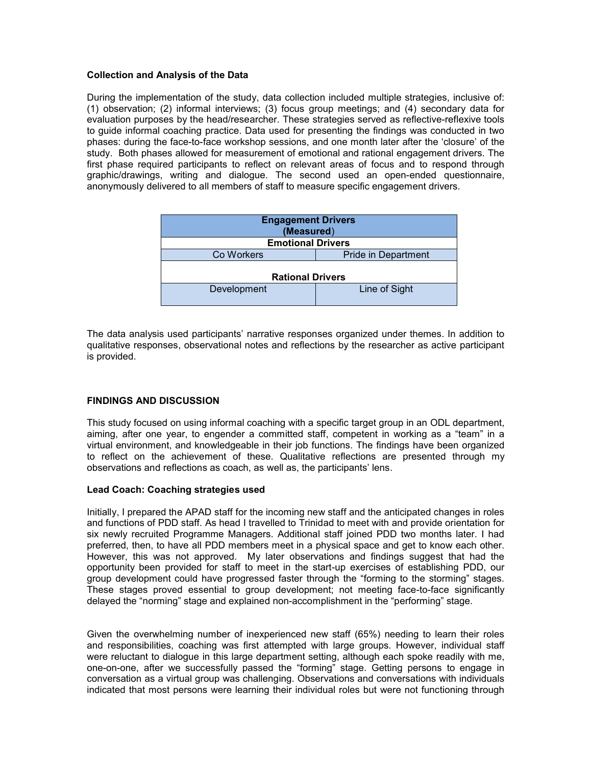**Collection and Analysis of the Data**

During the implementation of the study, data collection included multiple strategies, inclusive of: (1) observation; (2) informal interviews; (3) focus group meetings; and (4) secondary data for evaluation purposes by the head/researcher. These strategies served as reflective-reflexive tools to guide informal coaching practice. Data used for presenting the findings was conducted in two phases: during the face-to-face workshop sessions, and one month later after the 'closure' of the study. Both phases allowed for measurement of emotional and rational engagement drivers. The first phase required participants to reflect on relevant areas of focus and to respond through graphic/drawings, writing and dialogue. The second used an open-ended questionnaire, anonymously delivered to all members of staff to measure specific engagement drivers.

| Engagement Drivers (Measured) | |
|---|---|
| **Emotional Drivers** | |
| Co Workers | Pride in Department |
| **Rational Drivers** | |
| Development | Line of Sight |

The data analysis used participants' narrative responses organized under themes. In addition to qualitative responses, observational notes and reflections by the researcher as active participant is provided.

## FINDINGS AND DISCUSSION

This study focused on using informal coaching with a specific target group in an ODL department, aiming, after one year, to engender a committed staff, competent in working as a "team" in a virtual environment, and knowledgeable in their job functions. The findings have been organized to reflect on the achievement of these. Qualitative reflections are presented through my observations and reflections as coach, as well as, the participants' lens.

**Lead Coach: Coaching strategies used**

Initially, I prepared the APAD staff for the incoming new staff and the anticipated changes in roles and functions of PDD staff. As head I travelled to Trinidad to meet with and provide orientation for six newly recruited Programme Managers. Additional staff joined PDD two months later. I had preferred, then, to have all PDD members meet in a physical space and get to know each other. However, this was not approved. My later observations and findings suggest that had the opportunity been provided for staff to meet in the start-up exercises of establishing PDD, our group development could have progressed faster through the "forming to the storming" stages. These stages proved essential to group development; not meeting face-to-face significantly delayed the "norming" stage and explained non-accomplishment in the "performing" stage.

Given the overwhelming number of inexperienced new staff (65%) needing to learn their roles and responsibilities, coaching was first attempted with large groups. However, individual staff were reluctant to dialogue in this large department setting, although each spoke readily with me, one-on-one, after we successfully passed the "forming" stage. Getting persons to engage in conversation as a virtual group was challenging. Observations and conversations with individuals indicated that most persons were learning their individual roles but were not functioning through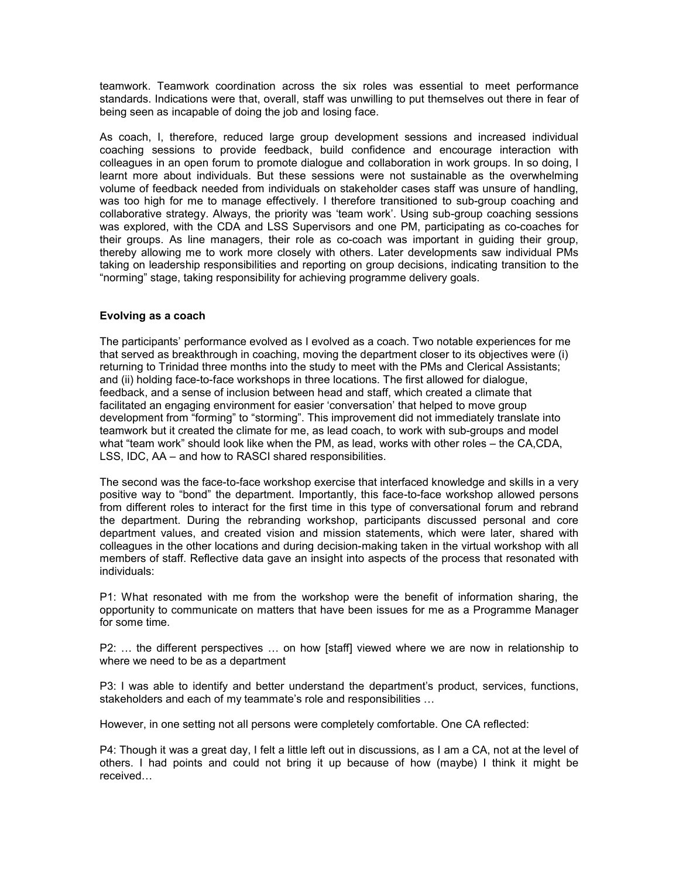teamwork. Teamwork coordination across the six roles was essential to meet performance standards. Indications were that, overall, staff was unwilling to put themselves out there in fear of being seen as incapable of doing the job and losing face.

As coach, I, therefore, reduced large group development sessions and increased individual coaching sessions to provide feedback, build confidence and encourage interaction with colleagues in an open forum to promote dialogue and collaboration in work groups. In so doing, I learnt more about individuals. But these sessions were not sustainable as the overwhelming volume of feedback needed from individuals on stakeholder cases staff was unsure of handling, was too high for me to manage effectively. I therefore transitioned to sub-group coaching and collaborative strategy. Always, the priority was 'team work'. Using sub-group coaching sessions was explored, with the CDA and LSS Supervisors and one PM, participating as co-coaches for their groups. As line managers, their role as co-coach was important in guiding their group, thereby allowing me to work more closely with others. Later developments saw individual PMs taking on leadership responsibilities and reporting on group decisions, indicating transition to the "norming" stage, taking responsibility for achieving programme delivery goals.

**Evolving as a coach**

The participants' performance evolved as I evolved as a coach. Two notable experiences for me that served as breakthrough in coaching, moving the department closer to its objectives were (i) returning to Trinidad three months into the study to meet with the PMs and Clerical Assistants; and (ii) holding face-to-face workshops in three locations. The first allowed for dialogue, feedback, and a sense of inclusion between head and staff, which created a climate that facilitated an engaging environment for easier 'conversation' that helped to move group development from "forming" to "storming". This improvement did not immediately translate into teamwork but it created the climate for me, as lead coach, to work with sub-groups and model what "team work" should look like when the PM, as lead, works with other roles – the CA,CDA, LSS, IDC, AA – and how to RASCI shared responsibilities.

The second was the face-to-face workshop exercise that interfaced knowledge and skills in a very positive way to "bond" the department. Importantly, this face-to-face workshop allowed persons from different roles to interact for the first time in this type of conversational forum and rebrand the department. During the rebranding workshop, participants discussed personal and core department values, and created vision and mission statements, which were later, shared with colleagues in the other locations and during decision-making taken in the virtual workshop with all members of staff. Reflective data gave an insight into aspects of the process that resonated with individuals:

P1: What resonated with me from the workshop were the benefit of information sharing, the opportunity to communicate on matters that have been issues for me as a Programme Manager for some time.

P2: … the different perspectives … on how [staff] viewed where we are now in relationship to where we need to be as a department

P3: I was able to identify and better understand the department's product, services, functions, stakeholders and each of my teammate's role and responsibilities …

However, in one setting not all persons were completely comfortable. One CA reflected:

P4: Though it was a great day, I felt a little left out in discussions, as I am a CA, not at the level of others. I had points and could not bring it up because of how (maybe) I think it might be received…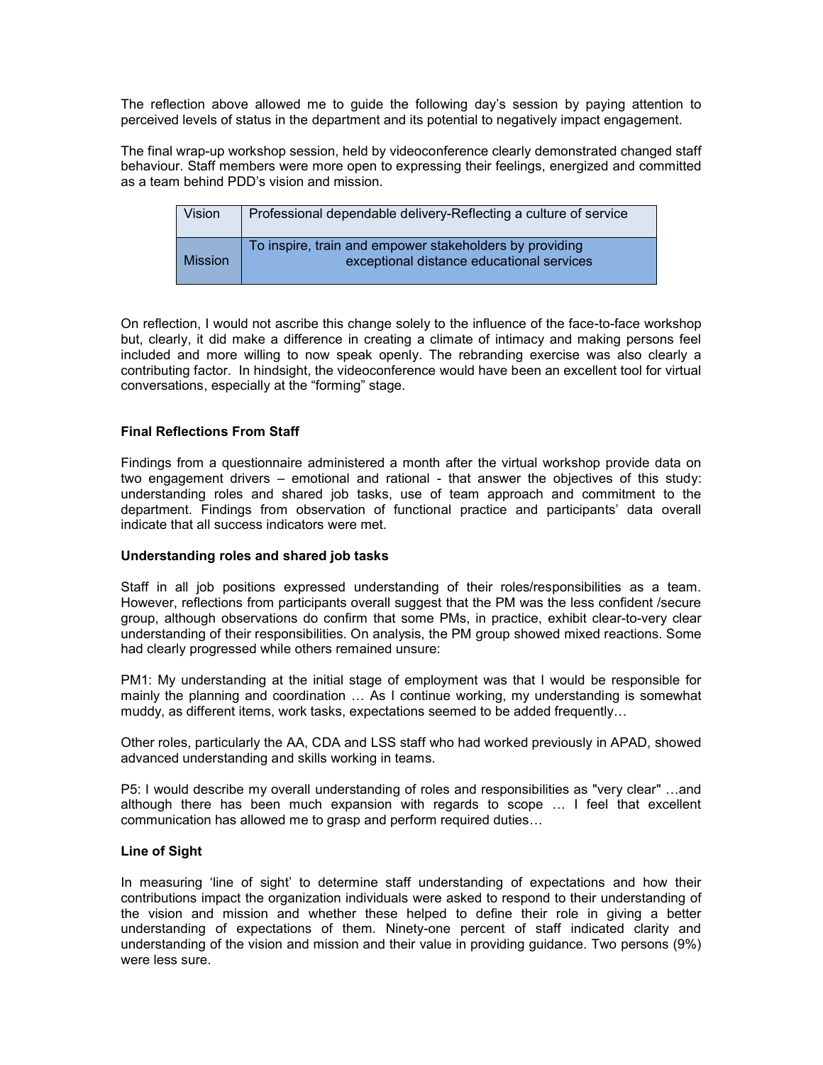The reflection above allowed me to guide the following day's session by paying attention to perceived levels of status in the department and its potential to negatively impact engagement.

The final wrap-up workshop session, held by videoconference clearly demonstrated changed staff behaviour. Staff members were more open to expressing their feelings, energized and committed as a team behind PDD's vision and mission.

| Vision | Professional dependable delivery-Reflecting a culture of service |
|---|---|
| Mission | To inspire, train and empower stakeholders by providing exceptional distance educational services |

On reflection, I would not ascribe this change solely to the influence of the face-to-face workshop but, clearly, it did make a difference in creating a climate of intimacy and making persons feel included and more willing to now speak openly. The rebranding exercise was also clearly a contributing factor. In hindsight, the videoconference would have been an excellent tool for virtual conversations, especially at the "forming" stage.

### Final Reflections From Staff

Findings from a questionnaire administered a month after the virtual workshop provide data on two engagement drivers – emotional and rational - that answer the objectives of this study: understanding roles and shared job tasks, use of team approach and commitment to the department. Findings from observation of functional practice and participants' data overall indicate that all success indicators were met.

### Understanding roles and shared job tasks

Staff in all job positions expressed understanding of their roles/responsibilities as a team. However, reflections from participants overall suggest that the PM was the less confident /secure group, although observations do confirm that some PMs, in practice, exhibit clear-to-very clear understanding of their responsibilities. On analysis, the PM group showed mixed reactions. Some had clearly progressed while others remained unsure:

PM1: My understanding at the initial stage of employment was that I would be responsible for mainly the planning and coordination … As I continue working, my understanding is somewhat muddy, as different items, work tasks, expectations seemed to be added frequently…

Other roles, particularly the AA, CDA and LSS staff who had worked previously in APAD, showed advanced understanding and skills working in teams.

P5: I would describe my overall understanding of roles and responsibilities as "very clear" …and although there has been much expansion with regards to scope … I feel that excellent communication has allowed me to grasp and perform required duties…

### Line of Sight

In measuring 'line of sight' to determine staff understanding of expectations and how their contributions impact the organization individuals were asked to respond to their understanding of the vision and mission and whether these helped to define their role in giving a better understanding of expectations of them. Ninety-one percent of staff indicated clarity and understanding of the vision and mission and their value in providing guidance. Two persons (9%) were less sure.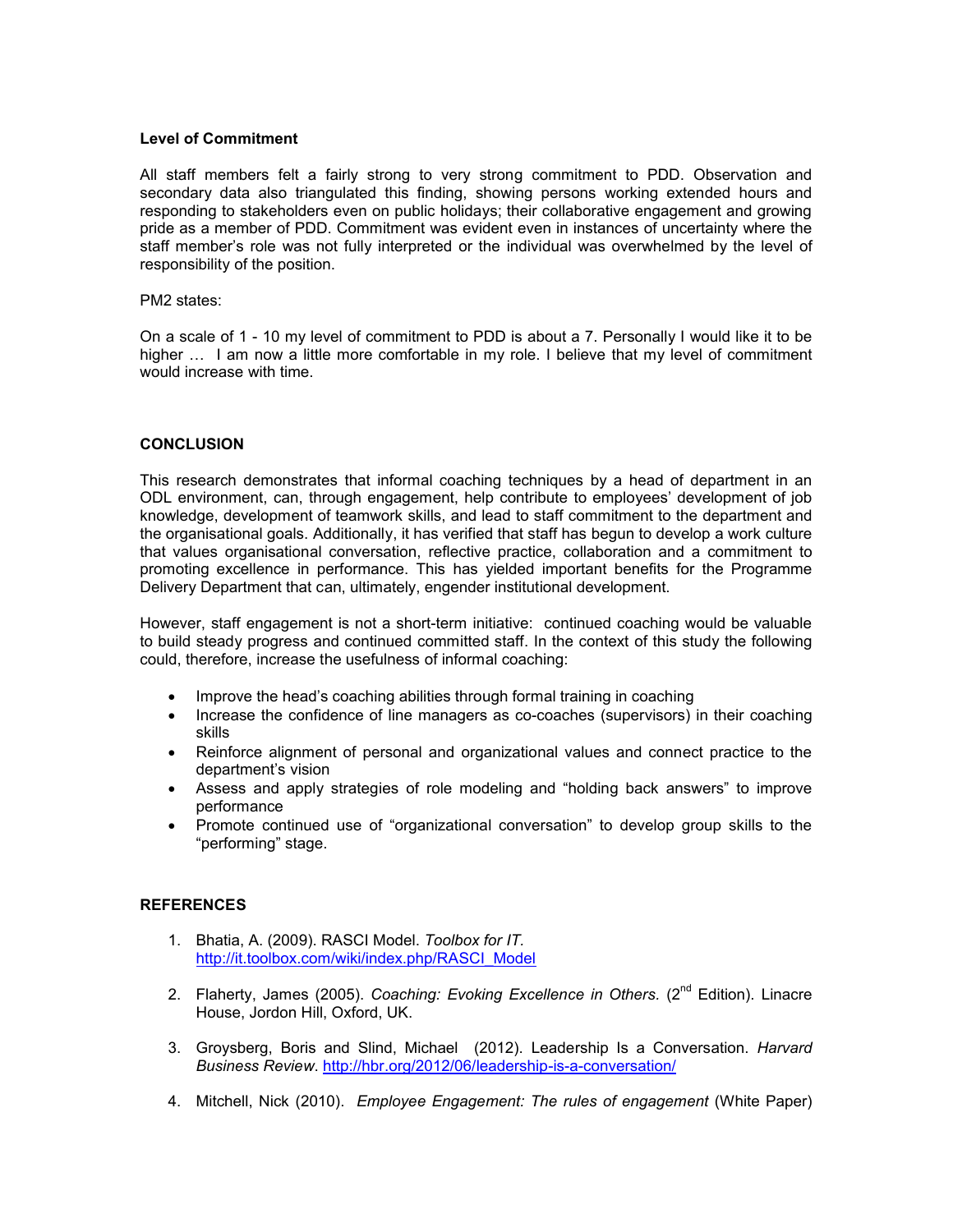**Level of Commitment**

All staff members felt a fairly strong to very strong commitment to PDD. Observation and secondary data also triangulated this finding, showing persons working extended hours and responding to stakeholders even on public holidays; their collaborative engagement and growing pride as a member of PDD. Commitment was evident even in instances of uncertainty where the staff member's role was not fully interpreted or the individual was overwhelmed by the level of responsibility of the position.

PM2 states:

On a scale of 1 - 10 my level of commitment to PDD is about a 7. Personally I would like it to be higher … I am now a little more comfortable in my role. I believe that my level of commitment would increase with time.

## CONCLUSION

This research demonstrates that informal coaching techniques by a head of department in an ODL environment, can, through engagement, help contribute to employees' development of job knowledge, development of teamwork skills, and lead to staff commitment to the department and the organisational goals. Additionally, it has verified that staff has begun to develop a work culture that values organisational conversation, reflective practice, collaboration and a commitment to promoting excellence in performance. This has yielded important benefits for the Programme Delivery Department that can, ultimately, engender institutional development.

However, staff engagement is not a short-term initiative: continued coaching would be valuable to build steady progress and continued committed staff. In the context of this study the following could, therefore, increase the usefulness of informal coaching:

- Improve the head's coaching abilities through formal training in coaching
- Increase the confidence of line managers as co-coaches (supervisors) in their coaching skills
- Reinforce alignment of personal and organizational values and connect practice to the department's vision
- Assess and apply strategies of role modeling and "holding back answers" to improve performance
- Promote continued use of "organizational conversation" to develop group skills to the "performing" stage.

## REFERENCES

1. Bhatia, A. (2009). RASCI Model. *Toolbox for IT.* http://it.toolbox.com/wiki/index.php/RASCI_Model

2. Flaherty, James (2005). *Coaching: Evoking Excellence in Others.* (2nd Edition). Linacre House, Jordon Hill, Oxford, UK.

3. Groysberg, Boris and Slind, Michael (2012). Leadership Is a Conversation. *Harvard Business Review*. http://hbr.org/2012/06/leadership-is-a-conversation/

4. Mitchell, Nick (2010). *Employee Engagement: The rules of engagement* (White Paper)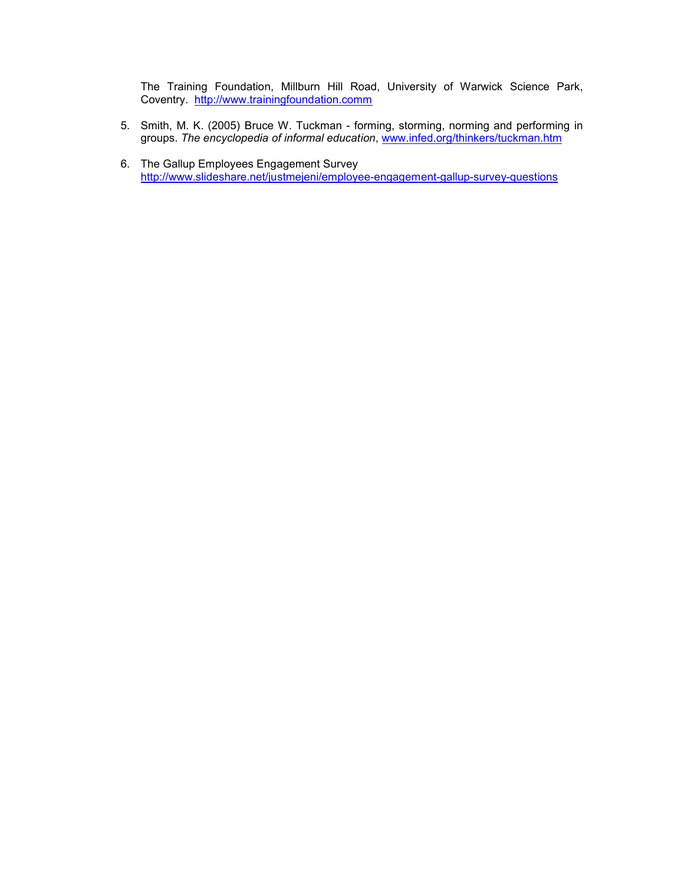The Training Foundation, Millburn Hill Road, University of Warwick Science Park, Coventry. http://www.trainingfoundation.comm

5. Smith, M. K. (2005) Bruce W. Tuckman - forming, storming, norming and performing in groups. *The encyclopedia of informal education*, www.infed.org/thinkers/tuckman.htm

6. The Gallup Employees Engagement Survey http://www.slideshare.net/justmejeni/employee-engagement-gallup-survey-questions